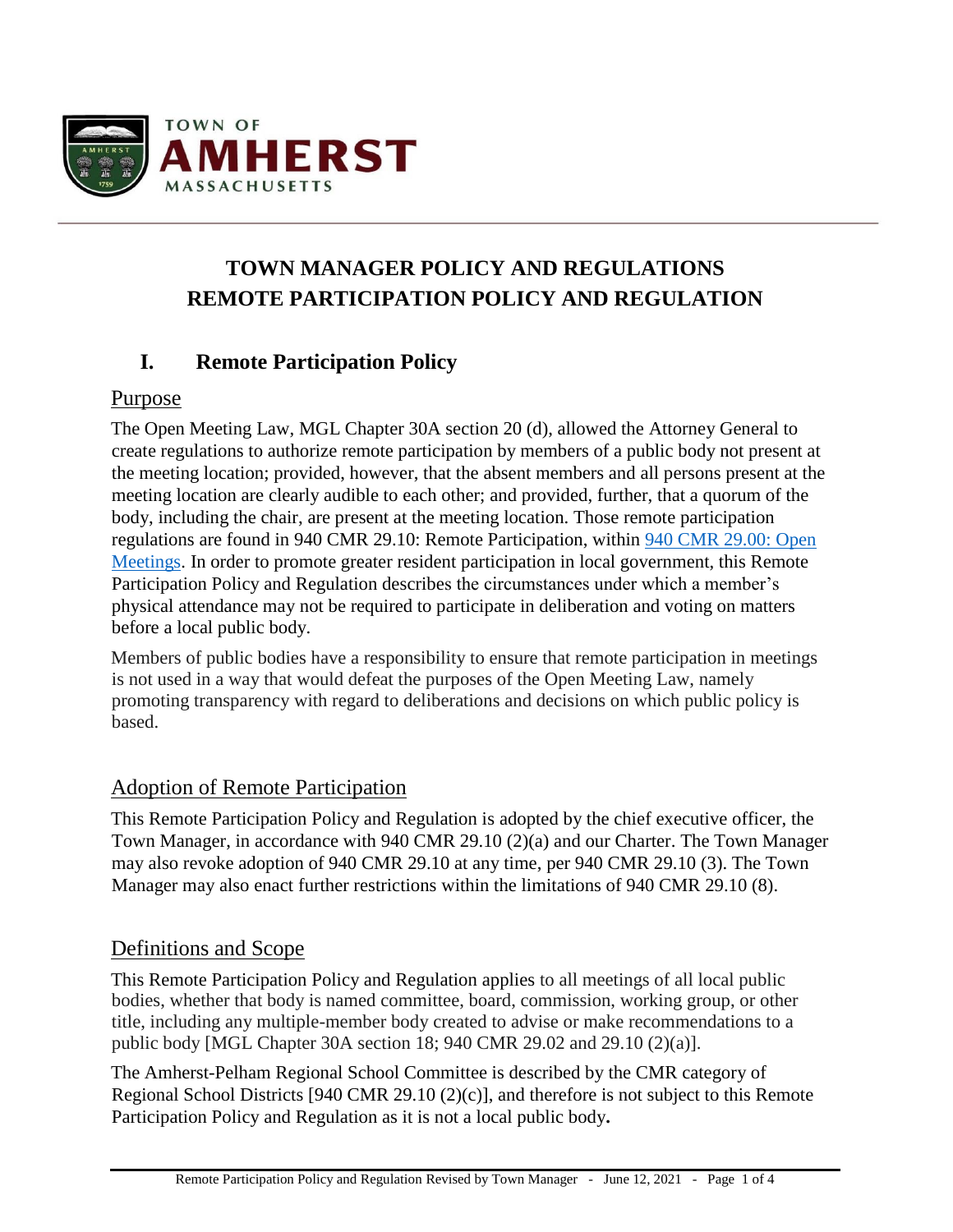TOWN OF

AMHERST

MASSACHUSETTS

# TOWN MANAGER POLICY AND REGULATIONS
# REMOTE PARTICIPATION POLICY AND REGULATION

## I. Remote Participation Policy

### Purpose

The Open Meeting Law, MGL Chapter 30A section 20 (d), allowed the Attorney General to create regulations to authorize remote participation by members of a public body not present at the meeting location; provided, however, that the absent members and all persons present at the meeting location are clearly audible to each other; and provided, further, that a quorum of the body, including the chair, are present at the meeting location. Those remote participation regulations are found in 940 CMR 29.10: Remote Participation, within [940 CMR 29.00: Open Meetings](). In order to promote greater resident participation in local government, this Remote Participation Policy and Regulation describes the circumstances under which a member's physical attendance may not be required to participate in deliberation and voting on matters before a local public body.

Members of public bodies have a responsibility to ensure that remote participation in meetings is not used in a way that would defeat the purposes of the Open Meeting Law, namely promoting transparency with regard to deliberations and decisions on which public policy is based.

### Adoption of Remote Participation

This Remote Participation Policy and Regulation is adopted by the chief executive officer, the Town Manager, in accordance with 940 CMR 29.10 (2)(a) and our Charter. The Town Manager may also revoke adoption of 940 CMR 29.10 at any time, per 940 CMR 29.10 (3). The Town Manager may also enact further restrictions within the limitations of 940 CMR 29.10 (8).

### Definitions and Scope

This Remote Participation Policy and Regulation applies to all meetings of all local public bodies, whether that body is named committee, board, commission, working group, or other title, including any multiple-member body created to advise or make recommendations to a public body [MGL Chapter 30A section 18; 940 CMR 29.02 and 29.10 (2)(a)].

The Amherst-Pelham Regional School Committee is described by the CMR category of Regional School Districts [940 CMR 29.10 (2)(c)], and therefore is not subject to this Remote Participation Policy and Regulation as it is not a local public body**.**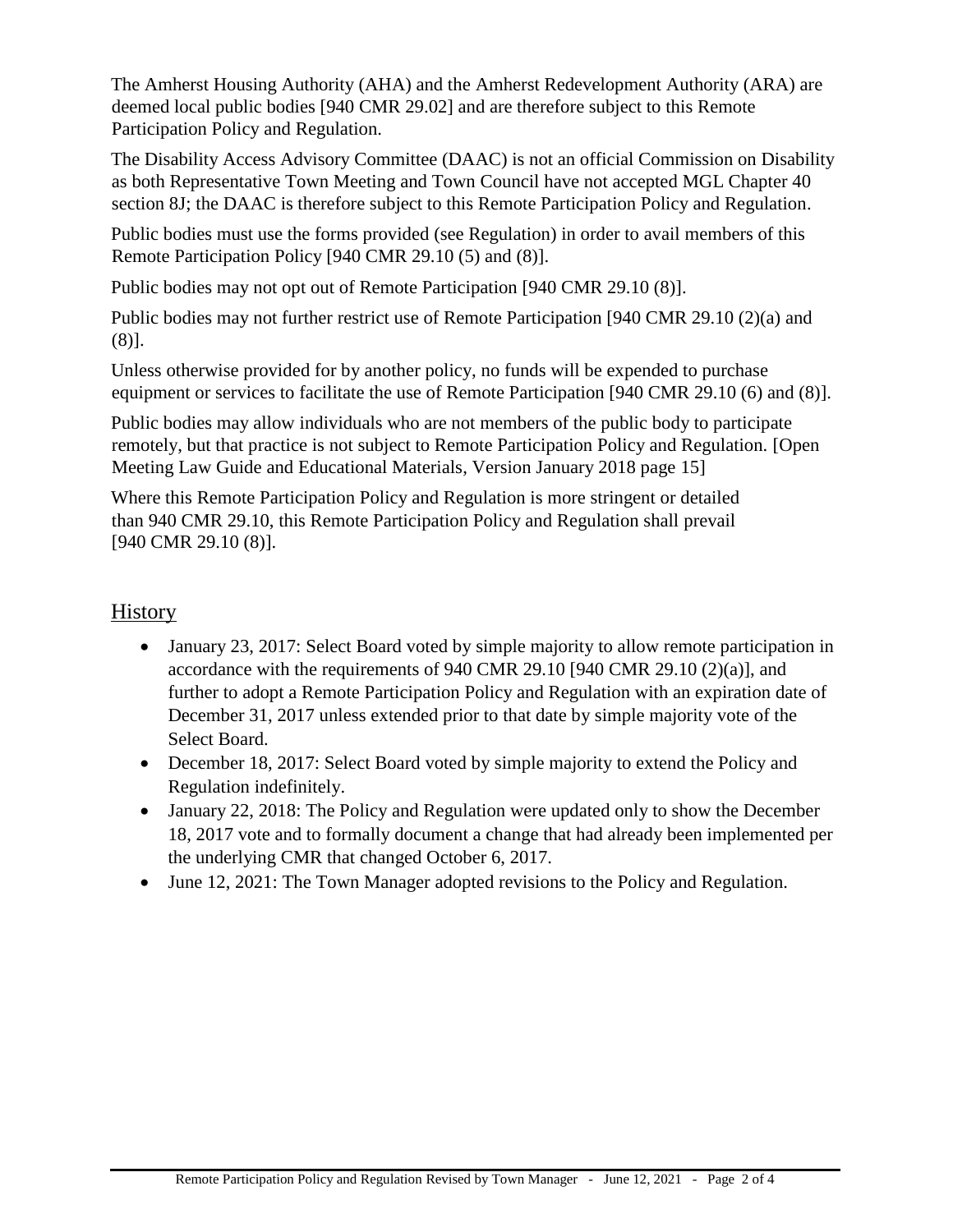The Amherst Housing Authority (AHA) and the Amherst Redevelopment Authority (ARA) are deemed local public bodies [940 CMR 29.02] and are therefore subject to this Remote Participation Policy and Regulation.

The Disability Access Advisory Committee (DAAC) is not an official Commission on Disability as both Representative Town Meeting and Town Council have not accepted MGL Chapter 40 section 8J; the DAAC is therefore subject to this Remote Participation Policy and Regulation.

Public bodies must use the forms provided (see Regulation) in order to avail members of this Remote Participation Policy [940 CMR 29.10 (5) and (8)].

Public bodies may not opt out of Remote Participation [940 CMR 29.10 (8)].

Public bodies may not further restrict use of Remote Participation [940 CMR 29.10 (2)(a) and (8)].

Unless otherwise provided for by another policy, no funds will be expended to purchase equipment or services to facilitate the use of Remote Participation [940 CMR 29.10 (6) and (8)].

Public bodies may allow individuals who are not members of the public body to participate remotely, but that practice is not subject to Remote Participation Policy and Regulation. [Open Meeting Law Guide and Educational Materials, Version January 2018 page 15]

Where this Remote Participation Policy and Regulation is more stringent or detailed than 940 CMR 29.10, this Remote Participation Policy and Regulation shall prevail [940 CMR 29.10 (8)].

## History

- January 23, 2017: Select Board voted by simple majority to allow remote participation in accordance with the requirements of 940 CMR 29.10 [940 CMR 29.10 (2)(a)], and further to adopt a Remote Participation Policy and Regulation with an expiration date of December 31, 2017 unless extended prior to that date by simple majority vote of the Select Board.
- December 18, 2017: Select Board voted by simple majority to extend the Policy and Regulation indefinitely.
- January 22, 2018: The Policy and Regulation were updated only to show the December 18, 2017 vote and to formally document a change that had already been implemented per the underlying CMR that changed October 6, 2017.
- June 12, 2021: The Town Manager adopted revisions to the Policy and Regulation.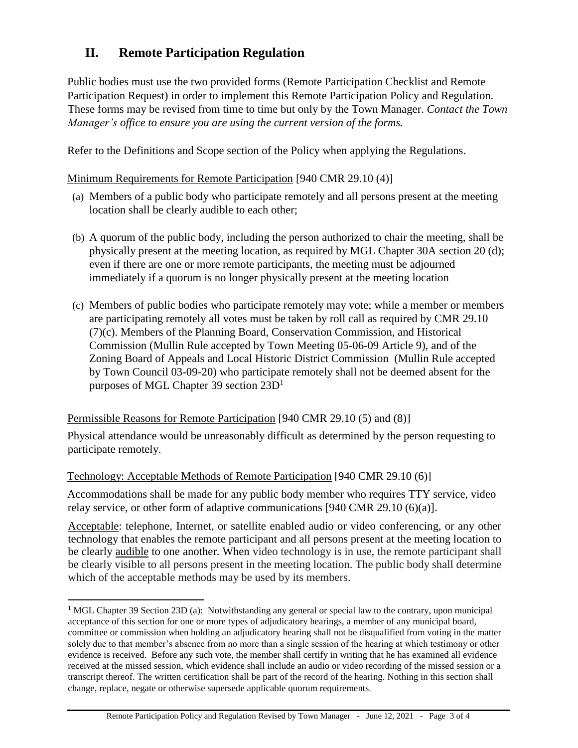## II. Remote Participation Regulation

Public bodies must use the two provided forms (Remote Participation Checklist and Remote Participation Request) in order to implement this Remote Participation Policy and Regulation. These forms may be revised from time to time but only by the Town Manager. *Contact the Town Manager's office to ensure you are using the current version of the forms.*

Refer to the Definitions and Scope section of the Policy when applying the Regulations.

Minimum Requirements for Remote Participation [940 CMR 29.10 (4)]

(a) Members of a public body who participate remotely and all persons present at the meeting location shall be clearly audible to each other;

(b) A quorum of the public body, including the person authorized to chair the meeting, shall be physically present at the meeting location, as required by MGL Chapter 30A section 20 (d); even if there are one or more remote participants, the meeting must be adjourned immediately if a quorum is no longer physically present at the meeting location

(c) Members of public bodies who participate remotely may vote; while a member or members are participating remotely all votes must be taken by roll call as required by CMR 29.10 (7)(c). Members of the Planning Board, Conservation Commission, and Historical Commission (Mullin Rule accepted by Town Meeting 05-06-09 Article 9), and of the Zoning Board of Appeals and Local Historic District Commission (Mullin Rule accepted by Town Council 03-09-20) who participate remotely shall not be deemed absent for the purposes of MGL Chapter 39 section 23D[1]

Permissible Reasons for Remote Participation [940 CMR 29.10 (5) and (8)]

Physical attendance would be unreasonably difficult as determined by the person requesting to participate remotely.

Technology: Acceptable Methods of Remote Participation [940 CMR 29.10 (6)]

Accommodations shall be made for any public body member who requires TTY service, video relay service, or other form of adaptive communications [940 CMR 29.10 (6)(a)].

Acceptable: telephone, Internet, or satellite enabled audio or video conferencing, or any other technology that enables the remote participant and all persons present at the meeting location to be clearly audible to one another. When video technology is in use, the remote participant shall be clearly visible to all persons present in the meeting location. The public body shall determine which of the acceptable methods may be used by its members.

[1] MGL Chapter 39 Section 23D (a): Notwithstanding any general or special law to the contrary, upon municipal acceptance of this section for one or more types of adjudicatory hearings, a member of any municipal board, committee or commission when holding an adjudicatory hearing shall not be disqualified from voting in the matter solely due to that member's absence from no more than a single session of the hearing at which testimony or other evidence is received. Before any such vote, the member shall certify in writing that he has examined all evidence received at the missed session, which evidence shall include an audio or video recording of the missed session or a transcript thereof. The written certification shall be part of the record of the hearing. Nothing in this section shall change, replace, negate or otherwise supersede applicable quorum requirements.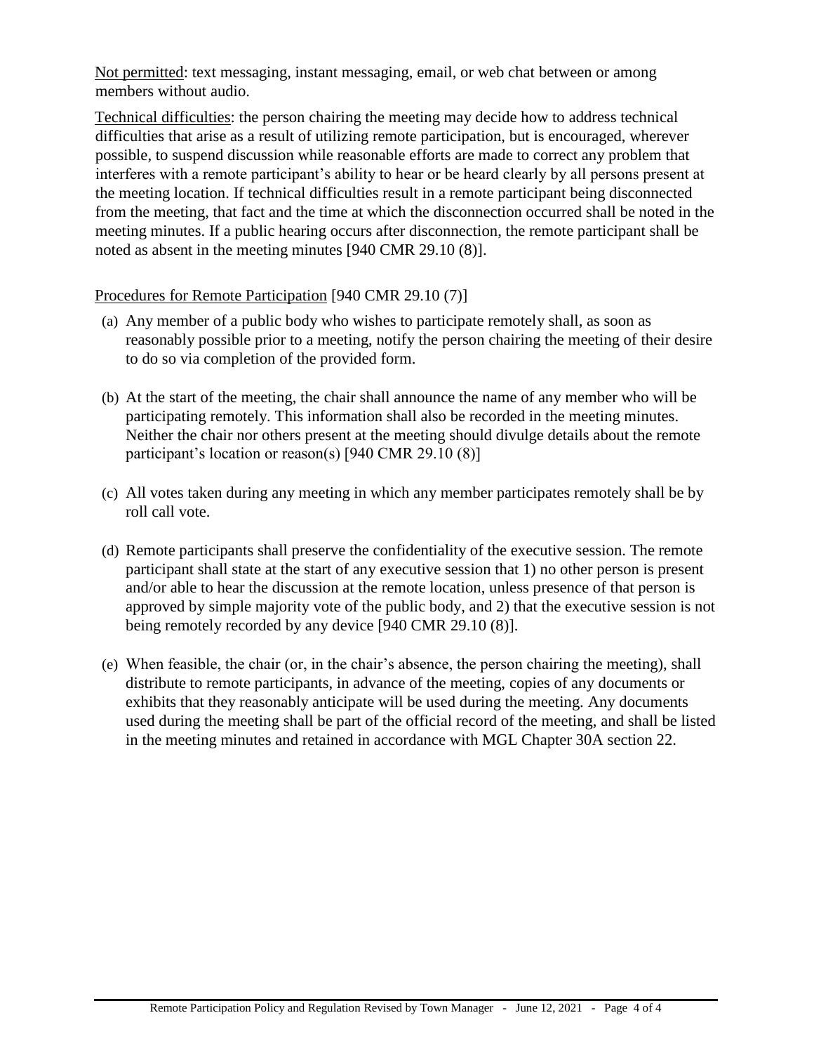Not permitted: text messaging, instant messaging, email, or web chat between or among members without audio.

Technical difficulties: the person chairing the meeting may decide how to address technical difficulties that arise as a result of utilizing remote participation, but is encouraged, wherever possible, to suspend discussion while reasonable efforts are made to correct any problem that interferes with a remote participant's ability to hear or be heard clearly by all persons present at the meeting location. If technical difficulties result in a remote participant being disconnected from the meeting, that fact and the time at which the disconnection occurred shall be noted in the meeting minutes. If a public hearing occurs after disconnection, the remote participant shall be noted as absent in the meeting minutes [940 CMR 29.10 (8)].

Procedures for Remote Participation [940 CMR 29.10 (7)]

(a) Any member of a public body who wishes to participate remotely shall, as soon as reasonably possible prior to a meeting, notify the person chairing the meeting of their desire to do so via completion of the provided form.

(b) At the start of the meeting, the chair shall announce the name of any member who will be participating remotely. This information shall also be recorded in the meeting minutes. Neither the chair nor others present at the meeting should divulge details about the remote participant's location or reason(s) [940 CMR 29.10 (8)]

(c) All votes taken during any meeting in which any member participates remotely shall be by roll call vote.

(d) Remote participants shall preserve the confidentiality of the executive session. The remote participant shall state at the start of any executive session that 1) no other person is present and/or able to hear the discussion at the remote location, unless presence of that person is approved by simple majority vote of the public body, and 2) that the executive session is not being remotely recorded by any device [940 CMR 29.10 (8)].

(e) When feasible, the chair (or, in the chair's absence, the person chairing the meeting), shall distribute to remote participants, in advance of the meeting, copies of any documents or exhibits that they reasonably anticipate will be used during the meeting. Any documents used during the meeting shall be part of the official record of the meeting, and shall be listed in the meeting minutes and retained in accordance with MGL Chapter 30A section 22.